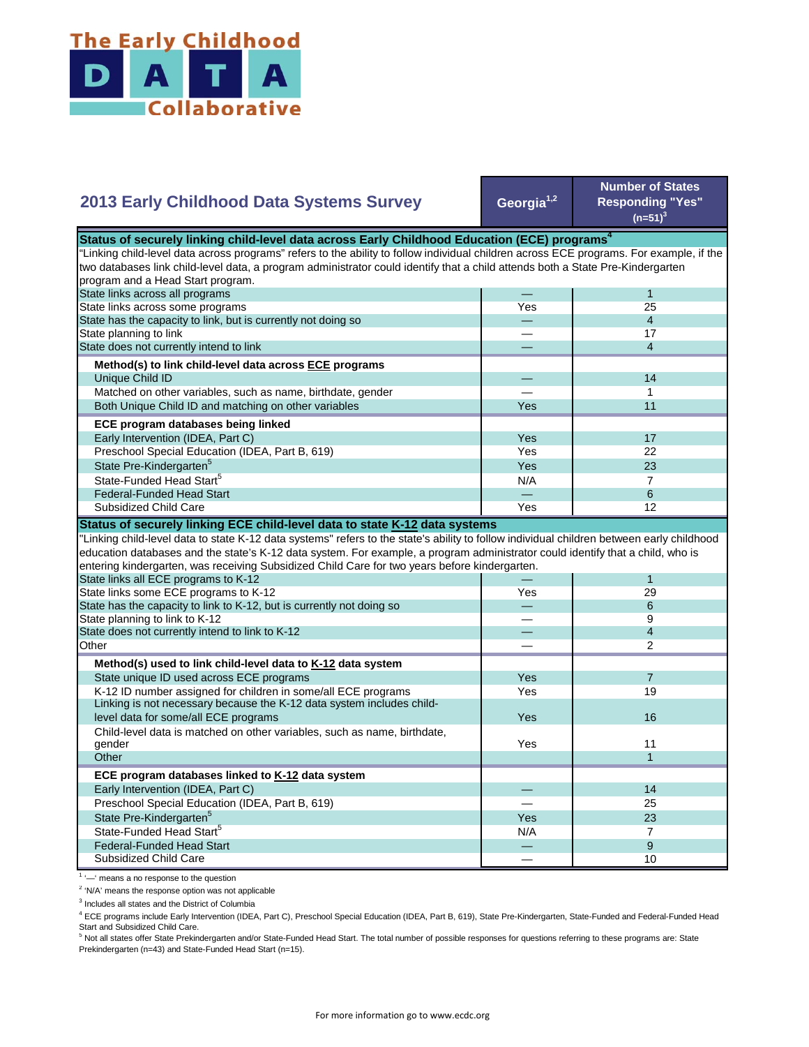# The Early Childhood DATA Collaborative

| 2013 Early Childhood Data Systems Survey | Georgia[1,2] | Number of States Responding "Yes" (n=51)[3] |
|---|---|---|
| **Status of securely linking child-level data across Early Childhood Education (ECE) programs[4]** | | |
| "Linking child-level data across programs" refers to the ability to follow individual children across ECE programs. For example, if the two databases link child-level data, a program administrator could identify that a child attends both a State Pre-Kindergarten program and a Head Start program. | | |
| State links across all programs | — | 1 |
| State links across some programs | Yes | 25 |
| State has the capacity to link, but is currently not doing so | — | 4 |
| State planning to link | — | 17 |
| State does not currently intend to link | — | 4 |
| **Method(s) to link child-level data across ECE programs** | | |
| Unique Child ID | — | 14 |
| Matched on other variables, such as name, birthdate, gender | — | 1 |
| Both Unique Child ID and matching on other variables | Yes | 11 |
| **ECE program databases being linked** | | |
| Early Intervention (IDEA, Part C) | Yes | 17 |
| Preschool Special Education (IDEA, Part B, 619) | Yes | 22 |
| State Pre-Kindergarten[5] | Yes | 23 |
| State-Funded Head Start[5] | N/A | 7 |
| Federal-Funded Head Start | — | 6 |
| Subsidized Child Care | Yes | 12 |
| **Status of securely linking ECE child-level data to state K-12 data systems** | | |
| "Linking child-level data to state K-12 data systems" refers to the state's ability to follow individual children between early childhood education databases and the state's K-12 data system. For example, a program administrator could identify that a child, who is entering kindergarten, was receiving Subsidized Child Care for two years before kindergarten. | | |
| State links all ECE programs to K-12 | — | 1 |
| State links some ECE programs to K-12 | Yes | 29 |
| State has the capacity to link to K-12, but is currently not doing so | — | 6 |
| State planning to link to K-12 | — | 9 |
| State does not currently intend to link to K-12 | — | 4 |
| Other | — | 2 |
| **Method(s) used to link child-level data to K-12 data system** | | |
| State unique ID used across ECE programs | Yes | 7 |
| K-12 ID number assigned for children in some/all ECE programs | Yes | 19 |
| Linking is not necessary because the K-12 data system includes child-level data for some/all ECE programs | Yes | 16 |
| Child-level data is matched on other variables, such as name, birthdate, gender | Yes | 11 |
| Other | | 1 |
| **ECE program databases linked to K-12 data system** | | |
| Early Intervention (IDEA, Part C) | — | 14 |
| Preschool Special Education (IDEA, Part B, 619) | — | 25 |
| State Pre-Kindergarten[5] | Yes | 23 |
| State-Funded Head Start[5] | N/A | 7 |
| Federal-Funded Head Start | — | 9 |
| Subsidized Child Care | — | 10 |

[1] '—' means a no response to the question

[2] 'N/A' means the response option was not applicable

[3] Includes all states and the District of Columbia

[4] ECE programs include Early Intervention (IDEA, Part C), Preschool Special Education (IDEA, Part B, 619), State Pre-Kindergarten, State-Funded and Federal-Funded Head Start and Subsidized Child Care.

[5] Not all states offer State Prekindergarten and/or State-Funded Head Start. The total number of possible responses for questions referring to these programs are: State Prekindergarten (n=43) and State-Funded Head Start (n=15).

For more information go to www.ecdc.org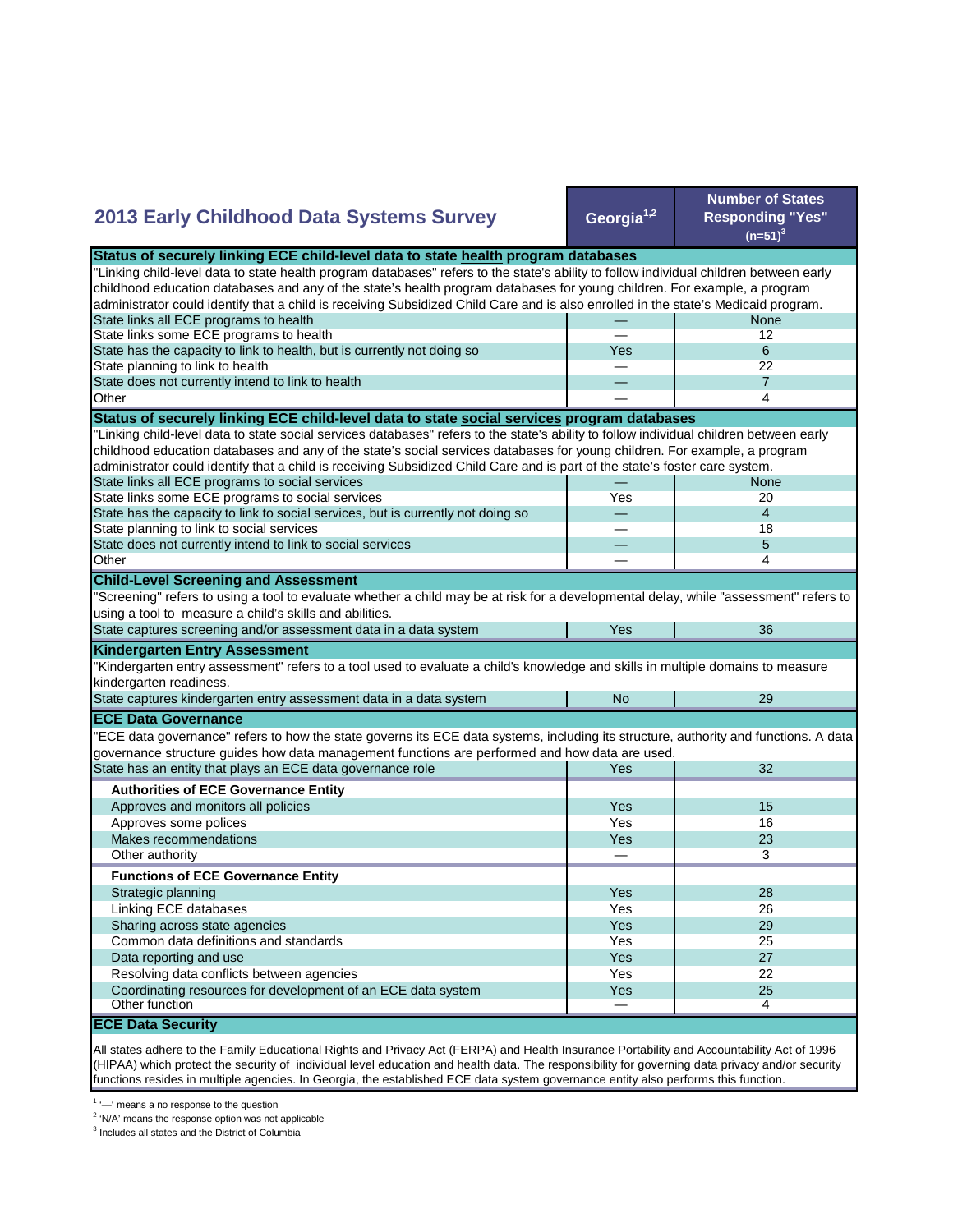| 2013 Early Childhood Data Systems Survey | Georgia[1,2] | Number of States Responding "Yes" (n=51)[3] |
|---|---|---|
| **Status of securely linking ECE child-level data to state health program databases** | | |
| "Linking child-level data to state health program databases" refers to the state's ability to follow individual children between early childhood education databases and any of the state's health program databases for young children. For example, a program administrator could identify that a child is receiving Subsidized Child Care and is also enrolled in the state's Medicaid program. | | |
| State links all ECE programs to health | — | None |
| State links some ECE programs to health | — | 12 |
| State has the capacity to link to health, but is currently not doing so | Yes | 6 |
| State planning to link to health | — | 22 |
| State does not currently intend to link to health | — | 7 |
| Other | — | 4 |
| **Status of securely linking ECE child-level data to state social services program databases** | | |
| "Linking child-level data to state social services databases" refers to the state's ability to follow individual children between early childhood education databases and any of the state's social services databases for young children. For example, a program administrator could identify that a child is receiving Subsidized Child Care and is part of the state's foster care system. | | |
| State links all ECE programs to social services | — | None |
| State links some ECE programs to social services | Yes | 20 |
| State has the capacity to link to social services, but is currently not doing so | — | 4 |
| State planning to link to social services | — | 18 |
| State does not currently intend to link to social services | — | 5 |
| Other | — | 4 |
| **Child-Level Screening and Assessment** | | |
| "Screening" refers to using a tool to evaluate whether a child may be at risk for a developmental delay, while "assessment" refers to using a tool to measure a child's skills and abilities. | | |
| State captures screening and/or assessment data in a data system | Yes | 36 |
| **Kindergarten Entry Assessment** | | |
| "Kindergarten entry assessment" refers to a tool used to evaluate a child's knowledge and skills in multiple domains to measure kindergarten readiness. | | |
| State captures kindergarten entry assessment data in a data system | No | 29 |
| **ECE Data Governance** | | |
| "ECE data governance" refers to how the state governs its ECE data systems, including its structure, authority and functions. A data governance structure guides how data management functions are performed and how data are used. | | |
| State has an entity that plays an ECE data governance role | Yes | 32 |
| **Authorities of ECE Governance Entity** | | |
| Approves and monitors all policies | Yes | 15 |
| Approves some polices | Yes | 16 |
| Makes recommendations | Yes | 23 |
| Other authority | — | 3 |
| **Functions of ECE Governance Entity** | | |
| Strategic planning | Yes | 28 |
| Linking ECE databases | Yes | 26 |
| Sharing across state agencies | Yes | 29 |
| Common data definitions and standards | Yes | 25 |
| Data reporting and use | Yes | 27 |
| Resolving data conflicts between agencies | Yes | 22 |
| Coordinating resources for development of an ECE data system | Yes | 25 |
| Other function | — | 4 |

**ECE Data Security**

All states adhere to the Family Educational Rights and Privacy Act (FERPA) and Health Insurance Portability and Accountability Act of 1996 (HIPAA) which protect the security of individual level education and health data. The responsibility for governing data privacy and/or security functions resides in multiple agencies. In Georgia, the established ECE data system governance entity also performs this function.

[1] '—' means a no response to the question

[2] 'N/A' means the response option was not applicable

[3] Includes all states and the District of Columbia